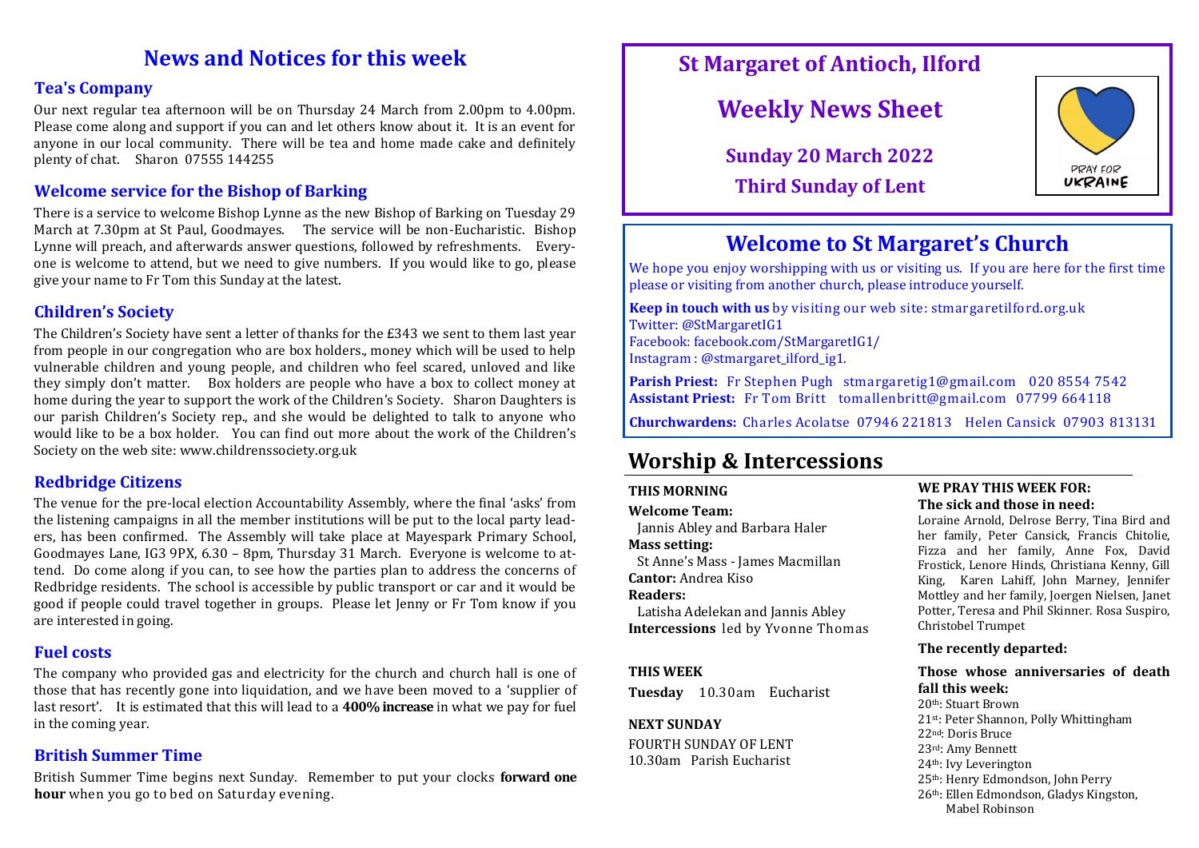# News and Notices for this week

### Tea's Company

Our next regular tea afternoon will be on Thursday 24 March from 2.00pm to 4.00pm. Please come along and support if you can and let others know about it. It is an event for anyone in our local community. There will be tea and home made cake and definitely plenty of chat. Sharon 07555 144255

### Welcome service for the Bishop of Barking

There is a service to welcome Bishop Lynne as the new Bishop of Barking on Tuesday 29 March at 7.30pm at St Paul, Goodmayes. The service will be non-Eucharistic. Bishop Lynne will preach, and afterwards answer questions, followed by refreshments. Everyone is welcome to attend, but we need to give numbers. If you would like to go, please give your name to Fr Tom this Sunday at the latest.

### Children's Society

The Children's Society have sent a letter of thanks for the £343 we sent to them last year from people in our congregation who are box holders., money which will be used to help vulnerable children and young people, and children who feel scared, unloved and like they simply don't matter. Box holders are people who have a box to collect money at home during the year to support the work of the Children's Society. Sharon Daughters is our parish Children's Society rep., and she would be delighted to talk to anyone who would like to be a box holder. You can find out more about the work of the Children's Society on the web site: www.childrenssociety.org.uk

### Redbridge Citizens

The venue for the pre-local election Accountability Assembly, where the final 'asks' from the listening campaigns in all the member institutions will be put to the local party leaders, has been confirmed. The Assembly will take place at Mayespark Primary School, Goodmayes Lane, IG3 9PX, 6.30 – 8pm, Thursday 31 March. Everyone is welcome to attend. Do come along if you can, to see how the parties plan to address the concerns of Redbridge residents. The school is accessible by public transport or car and it would be good if people could travel together in groups. Please let Jenny or Fr Tom know if you are interested in going.

### Fuel costs

The company who provided gas and electricity for the church and church hall is one of those that has recently gone into liquidation, and we have been moved to a 'supplier of last resort'. It is estimated that this will lead to a **400% increase** in what we pay for fuel in the coming year.

### British Summer Time

British Summer Time begins next Sunday. Remember to put your clocks **forward one hour** when you go to bed on Saturday evening.

# St Margaret of Antioch, Ilford

## Weekly News Sheet

**Sunday 20 March 2022**

**Third Sunday of Lent**

PRAY FOR UKRAINE

## Welcome to St Margaret's Church

We hope you enjoy worshipping with us or visiting us. If you are here for the first time please or visiting from another church, please introduce yourself.

**Keep in touch with us** by visiting our web site: stmargaretilford.org.uk
Twitter: @StMargaretIG1
Facebook: facebook.com/StMargaretIG1/
Instagram : @stmargaret_ilford_ig1.

**Parish Priest:** Fr Stephen Pugh stmargaretig1@gmail.com 020 8554 7542
**Assistant Priest:** Fr Tom Britt tomallenbritt@gmail.com 07799 664118

**Churchwardens:** Charles Acolatse 07946 221813 Helen Cansick 07903 813131

## Worship & Intercessions

**THIS MORNING**

**Welcome Team:**
Jannis Abley and Barbara Haler
**Mass setting:**
St Anne's Mass - James Macmillan
**Cantor:** Andrea Kiso
**Readers:**
Latisha Adelekan and Jannis Abley
**Intercessions** led by Yvonne Thomas

**THIS WEEK**

**Tuesday** 10.30am Eucharist

**NEXT SUNDAY**

FOURTH SUNDAY OF LENT
10.30am Parish Eucharist

**WE PRAY THIS WEEK FOR:**

**The sick and those in need:**
Loraine Arnold, Delrose Berry, Tina Bird and her family, Peter Cansick, Francis Chitolie, Fizza and her family, Anne Fox, David Frostick, Lenore Hinds, Christiana Kenny, Gill King, Karen Lahiff, John Marney, Jennifer Mottley and her family, Joergen Nielsen, Janet Potter, Teresa and Phil Skinner. Rosa Suspiro, Christobel Trumpet

**The recently departed:**

**Those whose anniversaries of death fall this week:**
20th: Stuart Brown
21st: Peter Shannon, Polly Whittingham
22nd: Doris Bruce
23rd: Amy Bennett
24th: Ivy Leverington
25th: Henry Edmondson, John Perry
26th: Ellen Edmondson, Gladys Kingston, Mabel Robinson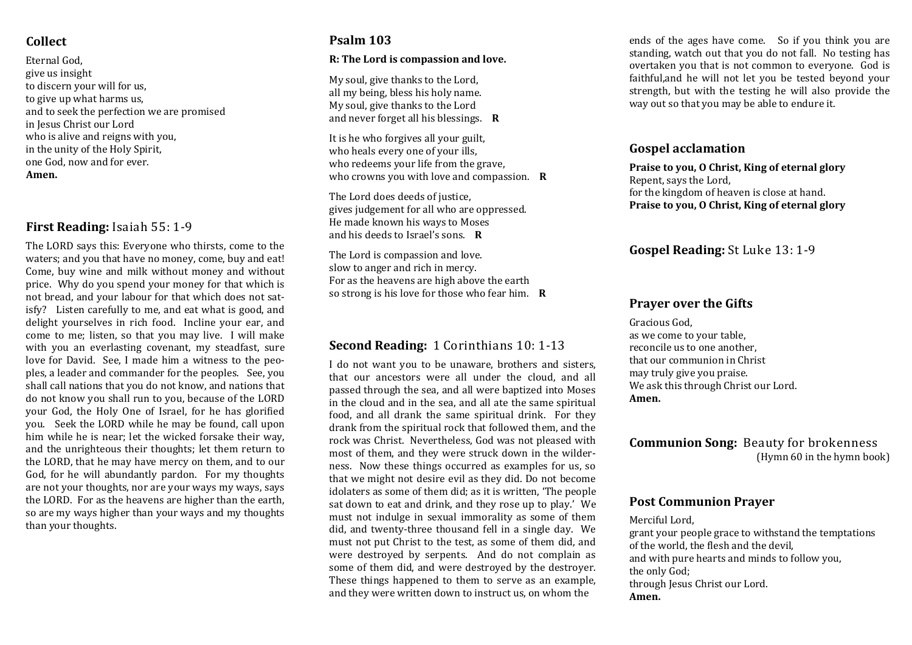## Collect

Eternal God,
give us insight
to discern your will for us,
to give up what harms us,
and to seek the perfection we are promised
in Jesus Christ our Lord
who is alive and reigns with you,
in the unity of the Holy Spirit,
one God, now and for ever.
**Amen.**

## First Reading: Isaiah 55: 1-9

The LORD says this: Everyone who thirsts, come to the waters; and you that have no money, come, buy and eat! Come, buy wine and milk without money and without price. Why do you spend your money for that which is not bread, and your labour for that which does not satisfy? Listen carefully to me, and eat what is good, and delight yourselves in rich food. Incline your ear, and come to me; listen, so that you may live. I will make with you an everlasting covenant, my steadfast, sure love for David. See, I made him a witness to the peoples, a leader and commander for the peoples. See, you shall call nations that you do not know, and nations that do not know you shall run to you, because of the LORD your God, the Holy One of Israel, for he has glorified you. Seek the LORD while he may be found, call upon him while he is near; let the wicked forsake their way, and the unrighteous their thoughts; let them return to the LORD, that he may have mercy on them, and to our God, for he will abundantly pardon. For my thoughts are not your thoughts, nor are your ways my ways, says the LORD. For as the heavens are higher than the earth, so are my ways higher than your ways and my thoughts than your thoughts.

## Psalm 103

**R: The Lord is compassion and love.**

My soul, give thanks to the Lord,
all my being, bless his holy name.
My soul, give thanks to the Lord
and never forget all his blessings. **R**

It is he who forgives all your guilt,
who heals every one of your ills,
who redeems your life from the grave,
who crowns you with love and compassion. **R**

The Lord does deeds of justice,
gives judgement for all who are oppressed.
He made known his ways to Moses
and his deeds to Israel's sons. **R**

The Lord is compassion and love.
slow to anger and rich in mercy.
For as the heavens are high above the earth
so strong is his love for those who fear him. **R**

## Second Reading: 1 Corinthians 10: 1-13

I do not want you to be unaware, brothers and sisters, that our ancestors were all under the cloud, and all passed through the sea, and all were baptized into Moses in the cloud and in the sea, and all ate the same spiritual food, and all drank the same spiritual drink. For they drank from the spiritual rock that followed them, and the rock was Christ. Nevertheless, God was not pleased with most of them, and they were struck down in the wilderness. Now these things occurred as examples for us, so that we might not desire evil as they did. Do not become idolaters as some of them did; as it is written, 'The people sat down to eat and drink, and they rose up to play.' We must not indulge in sexual immorality as some of them did, and twenty-three thousand fell in a single day. We must not put Christ to the test, as some of them did, and were destroyed by serpents. And do not complain as some of them did, and were destroyed by the destroyer. These things happened to them to serve as an example, and they were written down to instruct us, on whom the ends of the ages have come. So if you think you are standing, watch out that you do not fall. No testing has overtaken you that is not common to everyone. God is faithful,and he will not let you be tested beyond your strength, but with the testing he will also provide the way out so that you may be able to endure it.

## Gospel acclamation

**Praise to you, O Christ, King of eternal glory**
Repent, says the Lord,
for the kingdom of heaven is close at hand.
**Praise to you, O Christ, King of eternal glory**

## Gospel Reading: St Luke 13: 1-9

## Prayer over the Gifts

Gracious God,
as we come to your table,
reconcile us to one another,
that our communion in Christ
may truly give you praise.
We ask this through Christ our Lord.
**Amen.**

## Communion Song: Beauty for brokenness

(Hymn 60 in the hymn book)

## Post Communion Prayer

Merciful Lord,
grant your people grace to withstand the temptations
of the world, the flesh and the devil,
and with pure hearts and minds to follow you,
the only God;
through Jesus Christ our Lord.
**Amen.**